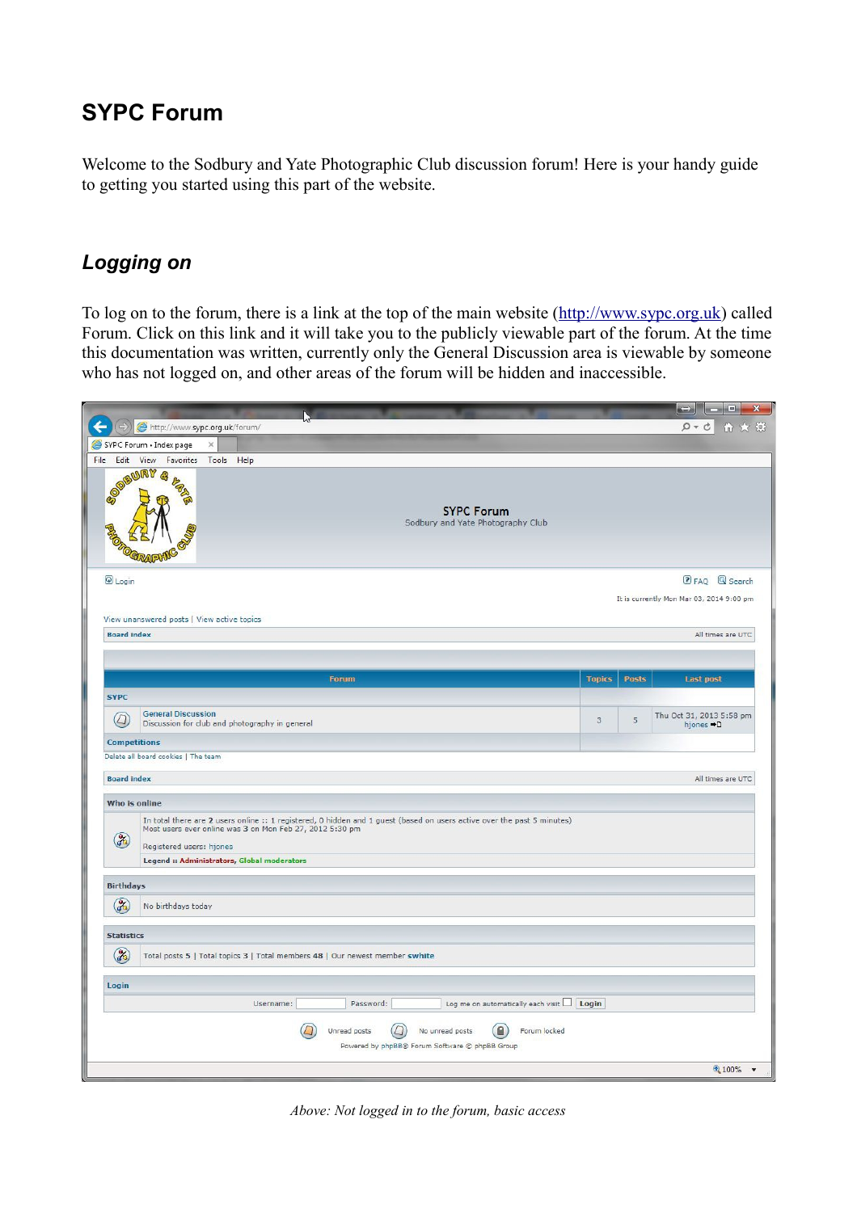# SYPC Forum

Welcome to the Sodbury and Yate Photographic Club discussion forum! Here is your handy guide to getting you started using this part of the website.

## *Logging on*

To log on to the forum, there is a link at the top of the main website (http://www.sypc.org.uk) called Forum. Click on this link and it will take you to the publicly viewable part of the forum. At the time this documentation was written, currently only the General Discussion area is viewable by someone who has not logged on, and other areas of the forum will be hidden and inaccessible.

*Above: Not logged in to the forum, basic access*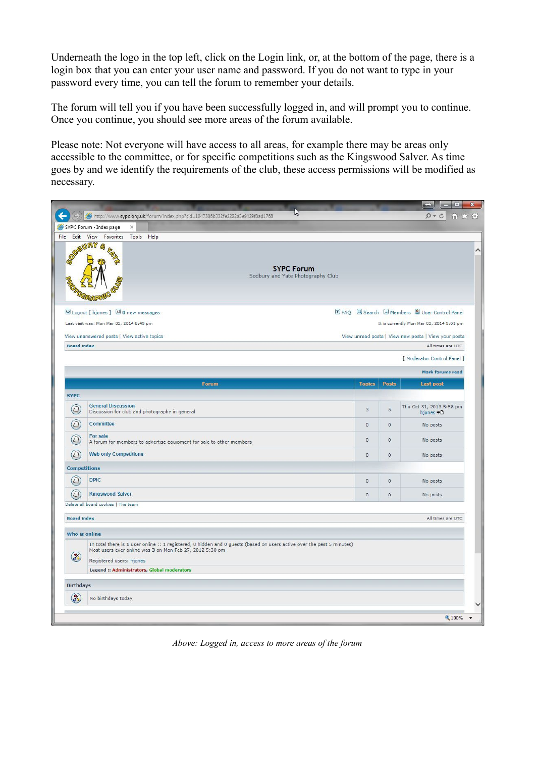Underneath the logo in the top left, click on the Login link, or, at the bottom of the page, there is a login box that you can enter your user name and password. If you do not want to type in your password every time, you can tell the forum to remember your details.

The forum will tell you if you have been successfully logged in, and will prompt you to continue. Once you continue, you should see more areas of the forum available.

Please note: Not everyone will have access to all areas, for example there may be areas only accessible to the committee, or for specific competitions such as the Kingswood Salver. As time goes by and we identify the requirements of the club, these access permissions will be modified as necessary.

*Above: Logged in, access to more areas of the forum*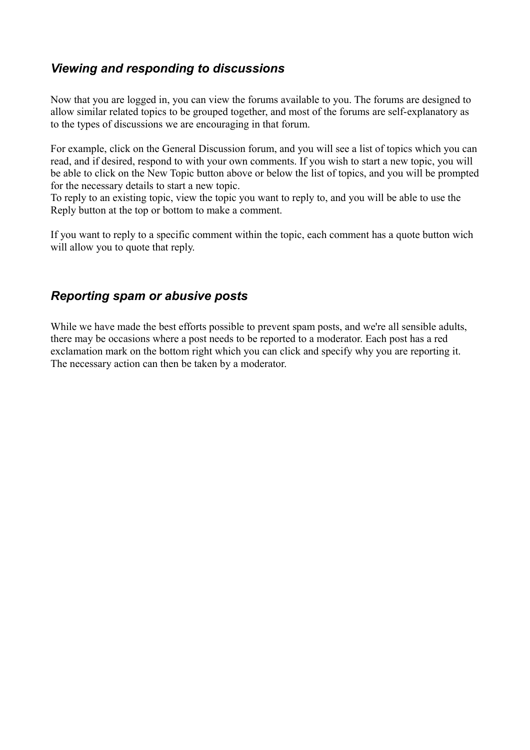## *Viewing and responding to discussions*

Now that you are logged in, you can view the forums available to you. The forums are designed to allow similar related topics to be grouped together, and most of the forums are self-explanatory as to the types of discussions we are encouraging in that forum.

For example, click on the General Discussion forum, and you will see a list of topics which you can read, and if desired, respond to with your own comments. If you wish to start a new topic, you will be able to click on the New Topic button above or below the list of topics, and you will be prompted for the necessary details to start a new topic.
To reply to an existing topic, view the topic you want to reply to, and you will be able to use the Reply button at the top or bottom to make a comment.

If you want to reply to a specific comment within the topic, each comment has a quote button wich will allow you to quote that reply.

## *Reporting spam or abusive posts*

While we have made the best efforts possible to prevent spam posts, and we're all sensible adults, there may be occasions where a post needs to be reported to a moderator. Each post has a red exclamation mark on the bottom right which you can click and specify why you are reporting it. The necessary action can then be taken by a moderator.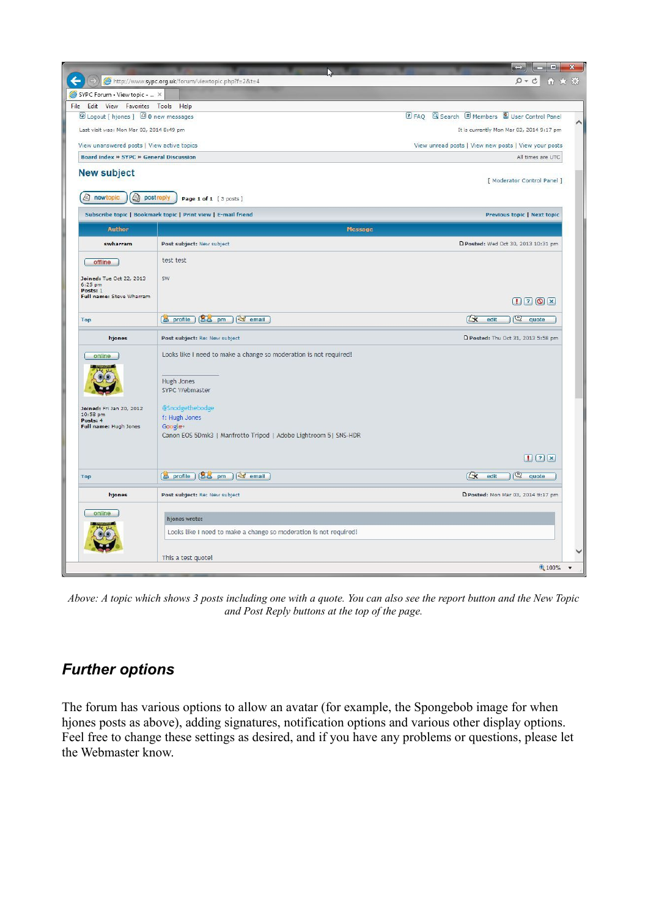*Above: A topic which shows 3 posts including one with a quote. You can also see the report button and the New Topic and Post Reply buttons at the top of the page.*

## *Further options*

The forum has various options to allow an avatar (for example, the Spongebob image for when hjones posts as above), adding signatures, notification options and various other display options. Feel free to change these settings as desired, and if you have any problems or questions, please let the Webmaster know.